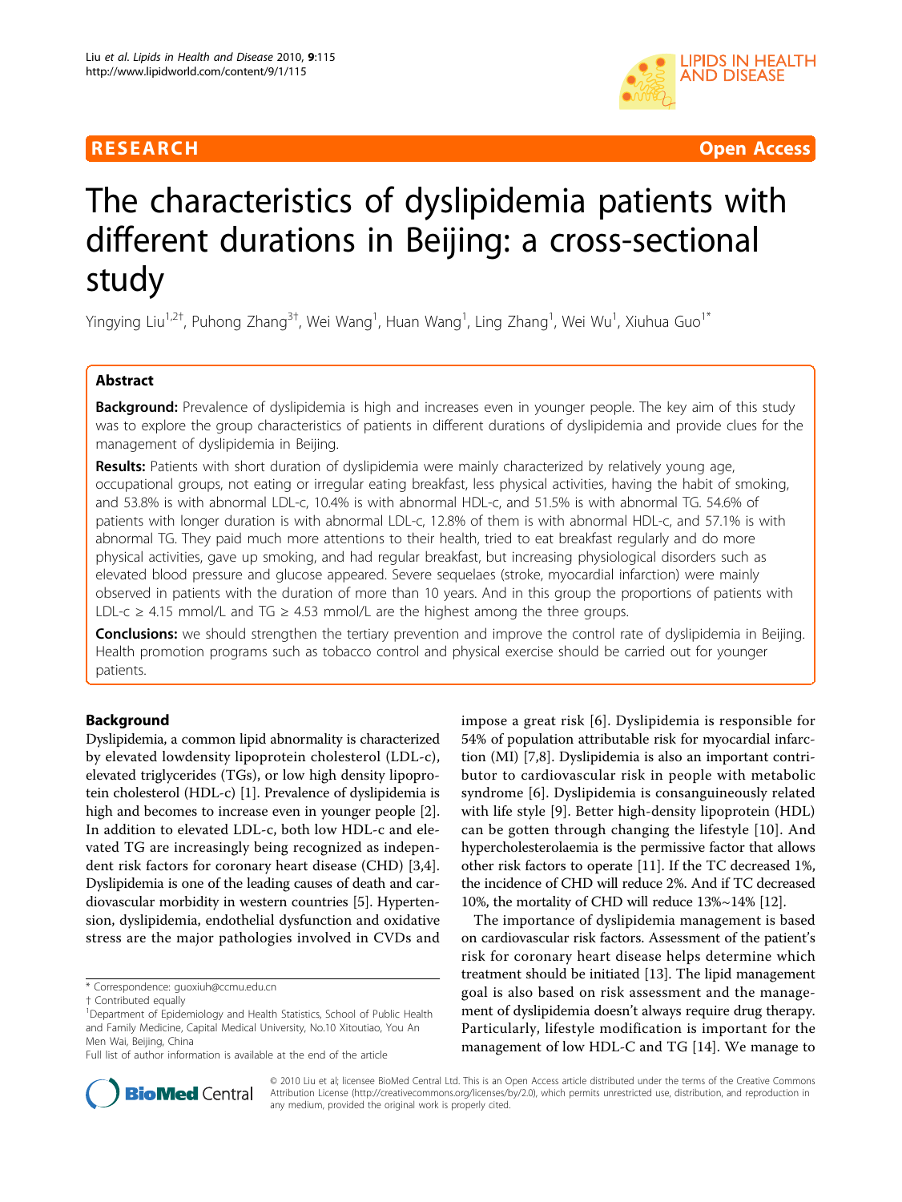RESEARCH Open Access

# The characteristics of dyslipidemia patients with different durations in Beijing: a cross-sectional study

Yingying Liu[1,2†], Puhong Zhang[3†], Wei Wang[1], Huan Wang[1], Ling Zhang[1], Wei Wu[1], Xiuhua Guo[1*]

## Abstract

**Background:** Prevalence of dyslipidemia is high and increases even in younger people. The key aim of this study was to explore the group characteristics of patients in different durations of dyslipidemia and provide clues for the management of dyslipidemia in Beijing.

**Results:** Patients with short duration of dyslipidemia were mainly characterized by relatively young age, occupational groups, not eating or irregular eating breakfast, less physical activities, having the habit of smoking, and 53.8% is with abnormal LDL-c, 10.4% is with abnormal HDL-c, and 51.5% is with abnormal TG. 54.6% of patients with longer duration is with abnormal LDL-c, 12.8% of them is with abnormal HDL-c, and 57.1% is with abnormal TG. They paid much more attentions to their health, tried to eat breakfast regularly and do more physical activities, gave up smoking, and had regular breakfast, but increasing physiological disorders such as elevated blood pressure and glucose appeared. Severe sequelaes (stroke, myocardial infarction) were mainly observed in patients with the duration of more than 10 years. And in this group the proportions of patients with LDL-c ≥ 4.15 mmol/L and TG ≥ 4.53 mmol/L are the highest among the three groups.

**Conclusions:** we should strengthen the tertiary prevention and improve the control rate of dyslipidemia in Beijing. Health promotion programs such as tobacco control and physical exercise should be carried out for younger patients.

## Background

Dyslipidemia, a common lipid abnormality is characterized by elevated lowdensity lipoprotein cholesterol (LDL-c), elevated triglycerides (TGs), or low high density lipoprotein cholesterol (HDL-c) [1]. Prevalence of dyslipidemia is high and becomes to increase even in younger people [2]. In addition to elevated LDL-c, both low HDL-c and elevated TG are increasingly being recognized as independent risk factors for coronary heart disease (CHD) [3,4]. Dyslipidemia is one of the leading causes of death and cardiovascular morbidity in western countries [5]. Hypertension, dyslipidemia, endothelial dysfunction and oxidative stress are the major pathologies involved in CVDs and impose a great risk [6]. Dyslipidemia is responsible for 54% of population attributable risk for myocardial infarction (MI) [7,8]. Dyslipidemia is also an important contributor to cardiovascular risk in people with metabolic syndrome [6]. Dyslipidemia is consanguineously related with life style [9]. Better high-density lipoprotein (HDL) can be gotten through changing the lifestyle [10]. And hypercholesterolaemia is the permissive factor that allows other risk factors to operate [11]. If the TC decreased 1%, the incidence of CHD will reduce 2%. And if TC decreased 10%, the mortality of CHD will reduce 13%~14% [12].

The importance of dyslipidemia management is based on cardiovascular risk factors. Assessment of the patient's risk for coronary heart disease helps determine which treatment should be initiated [13]. The lipid management goal is also based on risk assessment and the management of dyslipidemia doesn't always require drug therapy. Particularly, lifestyle modification is important for the management of low HDL-C and TG [14]. We manage to

* Correspondence: guoxiuh@ccmu.edu.cn
† Contributed equally
[1]Department of Epidemiology and Health Statistics, School of Public Health and Family Medicine, Capital Medical University, No.10 Xitoutiao, You An Men Wai, Beijing, China
Full list of author information is available at the end of the article

© 2010 Liu et al; licensee BioMed Central Ltd. This is an Open Access article distributed under the terms of the Creative Commons Attribution License (http://creativecommons.org/licenses/by/2.0), which permits unrestricted use, distribution, and reproduction in any medium, provided the original work is properly cited.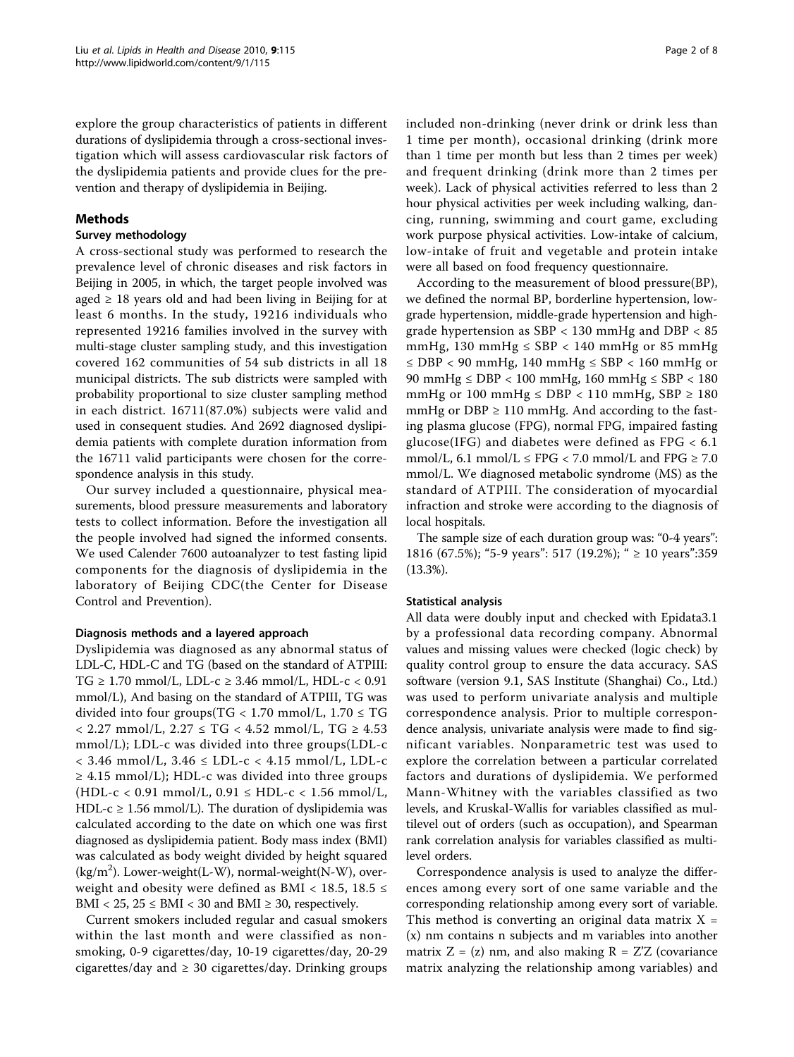explore the group characteristics of patients in different durations of dyslipidemia through a cross-sectional investigation which will assess cardiovascular risk factors of the dyslipidemia patients and provide clues for the prevention and therapy of dyslipidemia in Beijing.

## Methods

### Survey methodology

A cross-sectional study was performed to research the prevalence level of chronic diseases and risk factors in Beijing in 2005, in which, the target people involved was aged ≥ 18 years old and had been living in Beijing for at least 6 months. In the study, 19216 individuals who represented 19216 families involved in the survey with multi-stage cluster sampling study, and this investigation covered 162 communities of 54 sub districts in all 18 municipal districts. The sub districts were sampled with probability proportional to size cluster sampling method in each district. 16711(87.0%) subjects were valid and used in consequent studies. And 2692 diagnosed dyslipidemia patients with complete duration information from the 16711 valid participants were chosen for the correspondence analysis in this study.

Our survey included a questionnaire, physical measurements, blood pressure measurements and laboratory tests to collect information. Before the investigation all the people involved had signed the informed consents. We used Calender 7600 autoanalyzer to test fasting lipid components for the diagnosis of dyslipidemia in the laboratory of Beijing CDC(the Center for Disease Control and Prevention).

### Diagnosis methods and a layered approach

Dyslipidemia was diagnosed as any abnormal status of LDL-C, HDL-C and TG (based on the standard of ATPIII: TG ≥ 1.70 mmol/L, LDL-c ≥ 3.46 mmol/L, HDL-c < 0.91 mmol/L), And basing on the standard of ATPIII, TG was divided into four groups(TG < 1.70 mmol/L, 1.70 ≤ TG < 2.27 mmol/L, 2.27 ≤ TG < 4.52 mmol/L, TG ≥ 4.53 mmol/L); LDL-c was divided into three groups(LDL-c < 3.46 mmol/L, 3.46 ≤ LDL-c < 4.15 mmol/L, LDL-c ≥ 4.15 mmol/L); HDL-c was divided into three groups (HDL-c < 0.91 mmol/L, 0.91 ≤ HDL-c < 1.56 mmol/L, HDL-c ≥ 1.56 mmol/L). The duration of dyslipidemia was calculated according to the date on which one was first diagnosed as dyslipidemia patient. Body mass index (BMI) was calculated as body weight divided by height squared ($kg/m^2$). Lower-weight(L-W), normal-weight(N-W), overweight and obesity were defined as BMI < 18.5, 18.5 ≤ BMI < 25, 25 ≤ BMI < 30 and BMI ≥ 30, respectively.

Current smokers included regular and casual smokers within the last month and were classified as nonsmoking, 0-9 cigarettes/day, 10-19 cigarettes/day, 20-29 cigarettes/day and ≥ 30 cigarettes/day. Drinking groups included non-drinking (never drink or drink less than 1 time per month), occasional drinking (drink more than 1 time per month but less than 2 times per week) and frequent drinking (drink more than 2 times per week). Lack of physical activities referred to less than 2 hour physical activities per week including walking, dancing, running, swimming and court game, excluding work purpose physical activities. Low-intake of calcium, low-intake of fruit and vegetable and protein intake were all based on food frequency questionnaire.

According to the measurement of blood pressure(BP), we defined the normal BP, borderline hypertension, low-grade hypertension, middle-grade hypertension and high-grade hypertension as SBP < 130 mmHg and DBP < 85 mmHg, 130 mmHg ≤ SBP < 140 mmHg or 85 mmHg ≤ DBP < 90 mmHg, 140 mmHg ≤ SBP < 160 mmHg or 90 mmHg ≤ DBP < 100 mmHg, 160 mmHg ≤ SBP < 180 mmHg or 100 mmHg ≤ DBP < 110 mmHg, SBP ≥ 180 mmHg or DBP ≥ 110 mmHg. And according to the fasting plasma glucose (FPG), normal FPG, impaired fasting glucose(IFG) and diabetes were defined as FPG < 6.1 mmol/L, 6.1 mmol/L ≤ FPG < 7.0 mmol/L and FPG ≥ 7.0 mmol/L. We diagnosed metabolic syndrome (MS) as the standard of ATPIII. The consideration of myocardial infraction and stroke were according to the diagnosis of local hospitals.

The sample size of each duration group was: "0-4 years": 1816 (67.5%); "5-9 years": 517 (19.2%); " ≥ 10 years":359 (13.3%).

### Statistical analysis

All data were doubly input and checked with Epidata3.1 by a professional data recording company. Abnormal values and missing values were checked (logic check) by quality control group to ensure the data accuracy. SAS software (version 9.1, SAS Institute (Shanghai) Co., Ltd.) was used to perform univariate analysis and multiple correspondence analysis. Prior to multiple correspondence analysis, univariate analysis were made to find significant variables. Nonparametric test was used to explore the correlation between a particular correlated factors and durations of dyslipidemia. We performed Mann-Whitney with the variables classified as two levels, and Kruskal-Wallis for variables classified as multilevel out of orders (such as occupation), and Spearman rank correlation analysis for variables classified as multilevel orders.

Correspondence analysis is used to analyze the differences among every sort of one same variable and the corresponding relationship among every sort of variable. This method is converting an original data matrix $X = (x)$ nm contains n subjects and m variables into another matrix $Z = (z)$ nm, and also making $R = Z'Z$ (covariance matrix analyzing the relationship among variables) and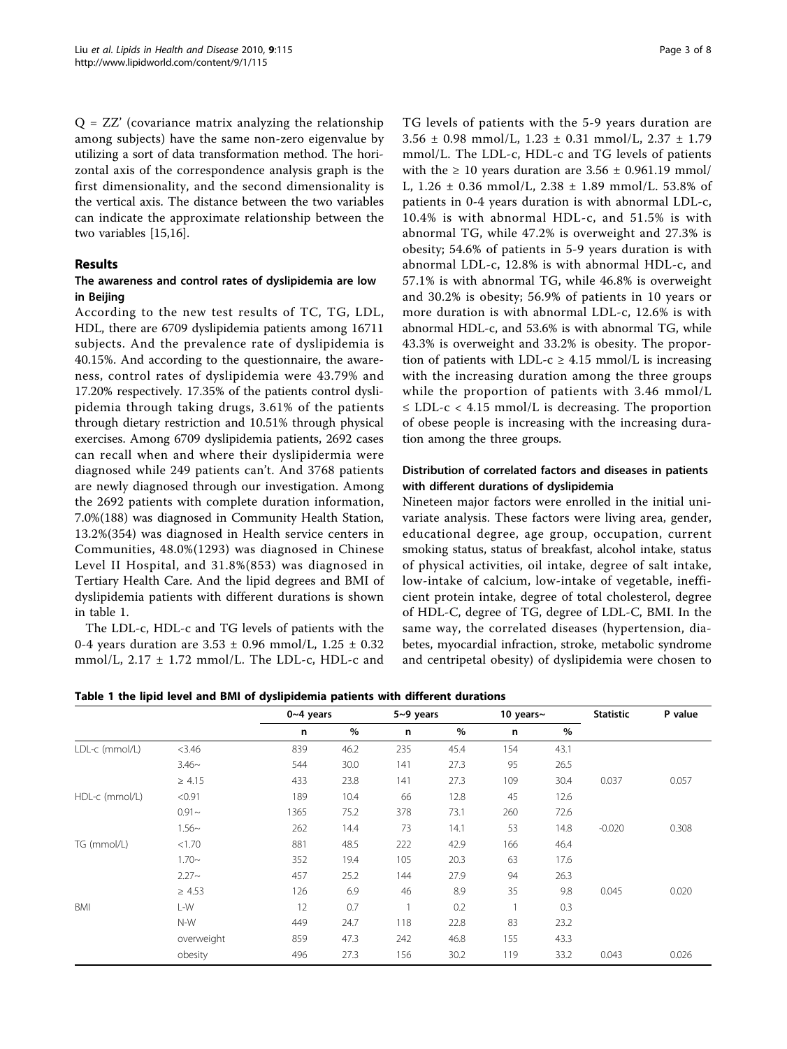Q = ZZ' (covariance matrix analyzing the relationship among subjects) have the same non-zero eigenvalue by utilizing a sort of data transformation method. The horizontal axis of the correspondence analysis graph is the first dimensionality, and the second dimensionality is the vertical axis. The distance between the two variables can indicate the approximate relationship between the two variables [15,16].

## Results

### The awareness and control rates of dyslipidemia are low in Beijing

According to the new test results of TC, TG, LDL, HDL, there are 6709 dyslipidemia patients among 16711 subjects. And the prevalence rate of dyslipidemia is 40.15%. And according to the questionnaire, the awareness, control rates of dyslipidemia were 43.79% and 17.20% respectively. 17.35% of the patients control dyslipidemia through taking drugs, 3.61% of the patients through dietary restriction and 10.51% through physical exercises. Among 6709 dyslipidemia patients, 2692 cases can recall when and where their dyslipidermia were diagnosed while 249 patients can't. And 3768 patients are newly diagnosed through our investigation. Among the 2692 patients with complete duration information, 7.0%(188) was diagnosed in Community Health Station, 13.2%(354) was diagnosed in Health service centers in Communities, 48.0%(1293) was diagnosed in Chinese Level II Hospital, and 31.8%(853) was diagnosed in Tertiary Health Care. And the lipid degrees and BMI of dyslipidemia patients with different durations is shown in table 1.

The LDL-c, HDL-c and TG levels of patients with the 0-4 years duration are 3.53 ± 0.96 mmol/L, 1.25 ± 0.32 mmol/L, 2.17 ± 1.72 mmol/L. The LDL-c, HDL-c and TG levels of patients with the 5-9 years duration are 3.56 ± 0.98 mmol/L, 1.23 ± 0.31 mmol/L, 2.37 ± 1.79 mmol/L. The LDL-c, HDL-c and TG levels of patients with the ≥ 10 years duration are 3.56 ± 0.961.19 mmol/L, 1.26 ± 0.36 mmol/L, 2.38 ± 1.89 mmol/L. 53.8% of patients in 0-4 years duration is with abnormal LDL-c, 10.4% is with abnormal HDL-c, and 51.5% is with abnormal TG, while 47.2% is overweight and 27.3% is obesity; 54.6% of patients in 5-9 years duration is with abnormal LDL-c, 12.8% is with abnormal HDL-c, and 57.1% is with abnormal TG, while 46.8% is overweight and 30.2% is obesity; 56.9% of patients in 10 years or more duration is with abnormal LDL-c, 12.6% is with abnormal HDL-c, and 53.6% is with abnormal TG, while 43.3% is overweight and 33.2% is obesity. The proportion of patients with LDL-c ≥ 4.15 mmol/L is increasing with the increasing duration among the three groups while the proportion of patients with 3.46 mmol/L ≤ LDL-c < 4.15 mmol/L is decreasing. The proportion of obese people is increasing with the increasing duration among the three groups.

### Distribution of correlated factors and diseases in patients with different durations of dyslipidemia

Nineteen major factors were enrolled in the initial univariate analysis. These factors were living area, gender, educational degree, age group, occupation, current smoking status, status of breakfast, alcohol intake, status of physical activities, oil intake, degree of salt intake, low-intake of calcium, low-intake of vegetable, inefficient protein intake, degree of total cholesterol, degree of HDL-C, degree of TG, degree of LDL-C, BMI. In the same way, the correlated diseases (hypertension, diabetes, myocardial infraction, stroke, metabolic syndrome and centripetal obesity) of dyslipidemia were chosen to

**Table 1 the lipid level and BMI of dyslipidemia patients with different durations**

| | | 0~4 years | | 5~9 years | | 10 years~ | | Statistic | P value |
|---|---|---|---|---|---|---|---|---|---|
| | | n | % | n | % | n | % | | |
| LDL-c (mmol/L) | <3.46 | 839 | 46.2 | 235 | 45.4 | 154 | 43.1 | | |
| | 3.46~ | 544 | 30.0 | 141 | 27.3 | 95 | 26.5 | | |
| | ≥ 4.15 | 433 | 23.8 | 141 | 27.3 | 109 | 30.4 | 0.037 | 0.057 |
| HDL-c (mmol/L) | <0.91 | 189 | 10.4 | 66 | 12.8 | 45 | 12.6 | | |
| | 0.91~ | 1365 | 75.2 | 378 | 73.1 | 260 | 72.6 | | |
| | 1.56~ | 262 | 14.4 | 73 | 14.1 | 53 | 14.8 | -0.020 | 0.308 |
| TG (mmol/L) | <1.70 | 881 | 48.5 | 222 | 42.9 | 166 | 46.4 | | |
| | 1.70~ | 352 | 19.4 | 105 | 20.3 | 63 | 17.6 | | |
| | 2.27~ | 457 | 25.2 | 144 | 27.9 | 94 | 26.3 | | |
| | ≥ 4.53 | 126 | 6.9 | 46 | 8.9 | 35 | 9.8 | 0.045 | 0.020 |
| BMI | L-W | 12 | 0.7 | 1 | 0.2 | 1 | 0.3 | | |
| | N-W | 449 | 24.7 | 118 | 22.8 | 83 | 23.2 | | |
| | overweight | 859 | 47.3 | 242 | 46.8 | 155 | 43.3 | | |
| | obesity | 496 | 27.3 | 156 | 30.2 | 119 | 33.2 | 0.043 | 0.026 |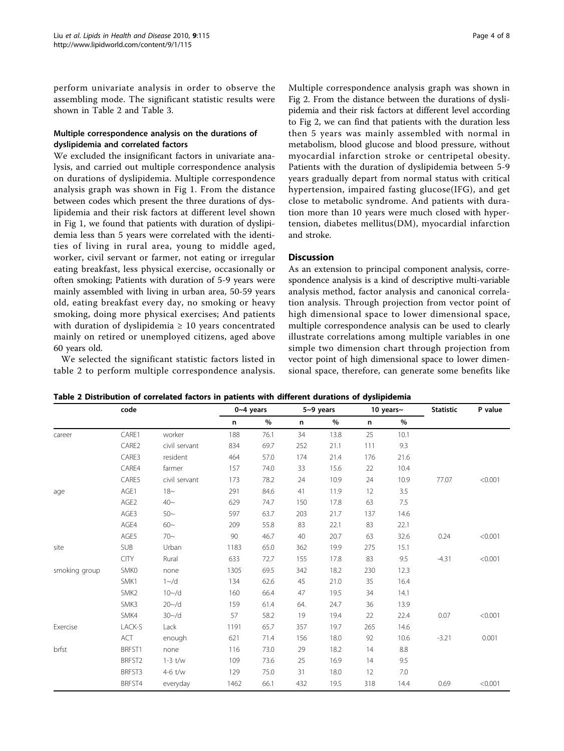perform univariate analysis in order to observe the assembling mode. The significant statistic results were shown in Table 2 and Table 3.

### Multiple correspondence analysis on the durations of dyslipidemia and correlated factors

We excluded the insignificant factors in univariate analysis, and carried out multiple correspondence analysis on durations of dyslipidemia. Multiple correspondence analysis graph was shown in Fig 1. From the distance between codes which present the three durations of dyslipidemia and their risk factors at different level shown in Fig 1, we found that patients with duration of dyslipidemia less than 5 years were correlated with the identities of living in rural area, young to middle aged, worker, civil servant or farmer, not eating or irregular eating breakfast, less physical exercise, occasionally or often smoking; Patients with duration of 5-9 years were mainly assembled with living in urban area, 50-59 years old, eating breakfast every day, no smoking or heavy smoking, doing more physical exercises; And patients with duration of dyslipidemia ≥ 10 years concentrated mainly on retired or unemployed citizens, aged above 60 years old.

We selected the significant statistic factors listed in table 2 to perform multiple correspondence analysis. Multiple correspondence analysis graph was shown in Fig 2. From the distance between the durations of dyslipidemia and their risk factors at different level according to Fig 2, we can find that patients with the duration less then 5 years was mainly assembled with normal in metabolism, blood glucose and blood pressure, without myocardial infarction stroke or centripetal obesity. Patients with the duration of dyslipidemia between 5-9 years gradually depart from normal status with critical hypertension, impaired fasting glucose(IFG), and get close to metabolic syndrome. And patients with duration more than 10 years were much closed with hypertension, diabetes mellitus(DM), myocardial infarction and stroke.

## Discussion

As an extension to principal component analysis, correspondence analysis is a kind of descriptive multi-variable analysis method, factor analysis and canonical correlation analysis. Through projection from vector point of high dimensional space to lower dimensional space, multiple correspondence analysis can be used to clearly illustrate correlations among multiple variables in one simple two dimension chart through projection from vector point of high dimensional space to lower dimensional space, therefore, can generate some benefits like

**Table 2 Distribution of correlated factors in patients with different durations of dyslipidemia**

| | code | | 0~4 years | | 5~9 years | | 10 years~ | | Statistic | P value |
|---|---|---|---|---|---|---|---|---|---|---|
| | | | n | % | n | % | n | % | | |
| career | CARE1 | worker | 188 | 76.1 | 34 | 13.8 | 25 | 10.1 | | |
| | CARE2 | civil servant | 834 | 69.7 | 252 | 21.1 | 111 | 9.3 | | |
| | CARE3 | resident | 464 | 57.0 | 174 | 21.4 | 176 | 21.6 | | |
| | CARE4 | farmer | 157 | 74.0 | 33 | 15.6 | 22 | 10.4 | | |
| | CARE5 | civil servant | 173 | 78.2 | 24 | 10.9 | 24 | 10.9 | 77.07 | <0.001 |
| age | AGE1 | 18~ | 291 | 84.6 | 41 | 11.9 | 12 | 3.5 | | |
| | AGE2 | 40~ | 629 | 74.7 | 150 | 17.8 | 63 | 7.5 | | |
| | AGE3 | 50~ | 597 | 63.7 | 203 | 21.7 | 137 | 14.6 | | |
| | AGE4 | 60~ | 209 | 55.8 | 83 | 22.1 | 83 | 22.1 | | |
| | AGE5 | 70~ | 90 | 46.7 | 40 | 20.7 | 63 | 32.6 | 0.24 | <0.001 |
| site | SUB | Urban | 1183 | 65.0 | 362 | 19.9 | 275 | 15.1 | | |
| | CITY | Rural | 633 | 72.7 | 155 | 17.8 | 83 | 9.5 | -4.31 | <0.001 |
| smoking group | SMK0 | none | 1305 | 69.5 | 342 | 18.2 | 230 | 12.3 | | |
| | SMK1 | 1~/d | 134 | 62.6 | 45 | 21.0 | 35 | 16.4 | | |
| | SMK2 | 10~/d | 160 | 66.4 | 47 | 19.5 | 34 | 14.1 | | |
| | SMK3 | 20~/d | 159 | 61.4 | 64. | 24.7 | 36 | 13.9 | | |
| | SMK4 | 30~/d | 57 | 58.2 | 19 | 19.4 | 22 | 22.4 | 0.07 | <0.001 |
| Exercise | LACK-S | Lack | 1191 | 65.7 | 357 | 19.7 | 265 | 14.6 | | |
| | ACT | enough | 621 | 71.4 | 156 | 18.0 | 92 | 10.6 | -3.21 | 0.001 |
| brfst | BRFST1 | none | 116 | 73.0 | 29 | 18.2 | 14 | 8.8 | | |
| | BRFST2 | 1-3 t/w | 109 | 73.6 | 25 | 16.9 | 14 | 9.5 | | |
| | BRFST3 | 4-6 t/w | 129 | 75.0 | 31 | 18.0 | 12 | 7.0 | | |
| | BRFST4 | everyday | 1462 | 66.1 | 432 | 19.5 | 318 | 14.4 | 0.69 | <0.001 |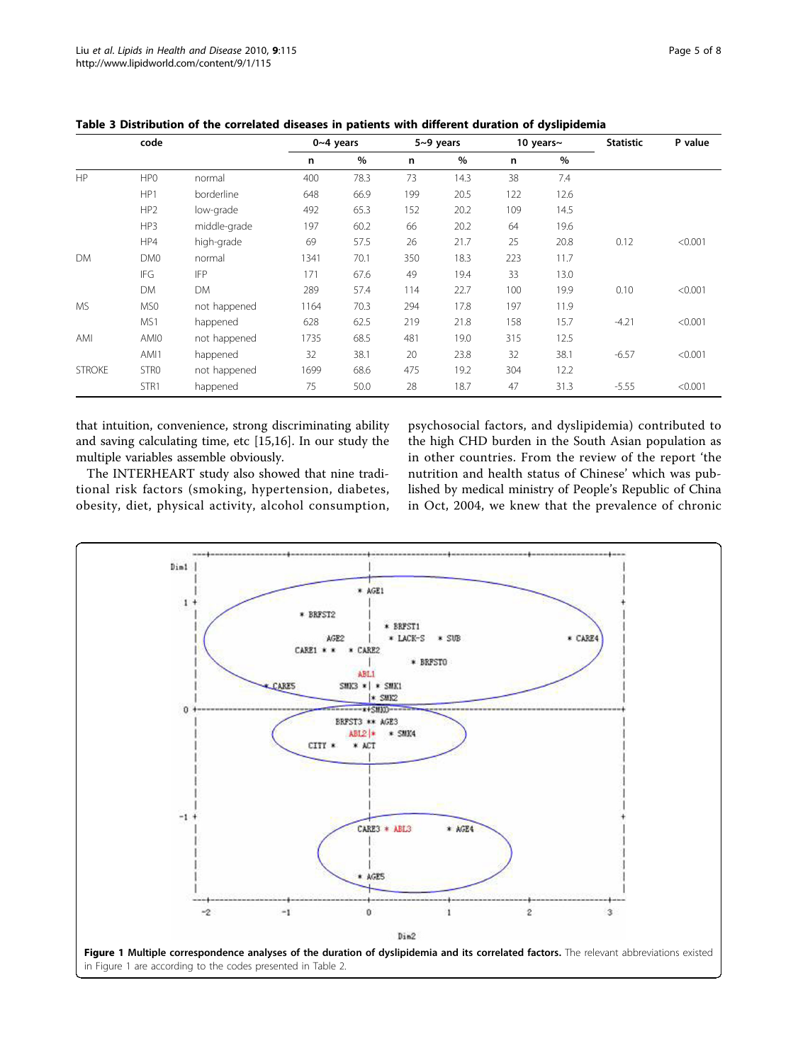**Table 3 Distribution of the correlated diseases in patients with different duration of dyslipidemia**

| code | | | 0~4 years | | 5~9 years | | 10 years~ | | Statistic | P value |
|---|---|---|---|---|---|---|---|---|---|---|
| | | | n | % | n | % | n | % | | |
| HP | HP0 | normal | 400 | 78.3 | 73 | 14.3 | 38 | 7.4 | | |
| | HP1 | borderline | 648 | 66.9 | 199 | 20.5 | 122 | 12.6 | | |
| | HP2 | low-grade | 492 | 65.3 | 152 | 20.2 | 109 | 14.5 | | |
| | HP3 | middle-grade | 197 | 60.2 | 66 | 20.2 | 64 | 19.6 | | |
| | HP4 | high-grade | 69 | 57.5 | 26 | 21.7 | 25 | 20.8 | 0.12 | <0.001 |
| DM | DM0 | normal | 1341 | 70.1 | 350 | 18.3 | 223 | 11.7 | | |
| | IFG | IFP | 171 | 67.6 | 49 | 19.4 | 33 | 13.0 | | |
| | DM | DM | 289 | 57.4 | 114 | 22.7 | 100 | 19.9 | 0.10 | <0.001 |
| MS | MS0 | not happened | 1164 | 70.3 | 294 | 17.8 | 197 | 11.9 | | |
| | MS1 | happened | 628 | 62.5 | 219 | 21.8 | 158 | 15.7 | -4.21 | <0.001 |
| AMI | AMI0 | not happened | 1735 | 68.5 | 481 | 19.0 | 315 | 12.5 | | |
| | AMI1 | happened | 32 | 38.1 | 20 | 23.8 | 32 | 38.1 | -6.57 | <0.001 |
| STROKE | STR0 | not happened | 1699 | 68.6 | 475 | 19.2 | 304 | 12.2 | | |
| | STR1 | happened | 75 | 50.0 | 28 | 18.7 | 47 | 31.3 | -5.55 | <0.001 |

that intuition, convenience, strong discriminating ability and saving calculating time, etc [15,16]. In our study the multiple variables assemble obviously.

The INTERHEART study also showed that nine traditional risk factors (smoking, hypertension, diabetes, obesity, diet, physical activity, alcohol consumption, psychosocial factors, and dyslipidemia) contributed to the high CHD burden in the South Asian population as in other countries. From the review of the report 'the nutrition and health status of Chinese' which was published by medical ministry of People's Republic of China in Oct, 2004, we knew that the prevalence of chronic

**Figure 1 Multiple correspondence analyses of the duration of dyslipidemia and its correlated factors.** The relevant abbreviations existed in Figure 1 are according to the codes presented in Table 2.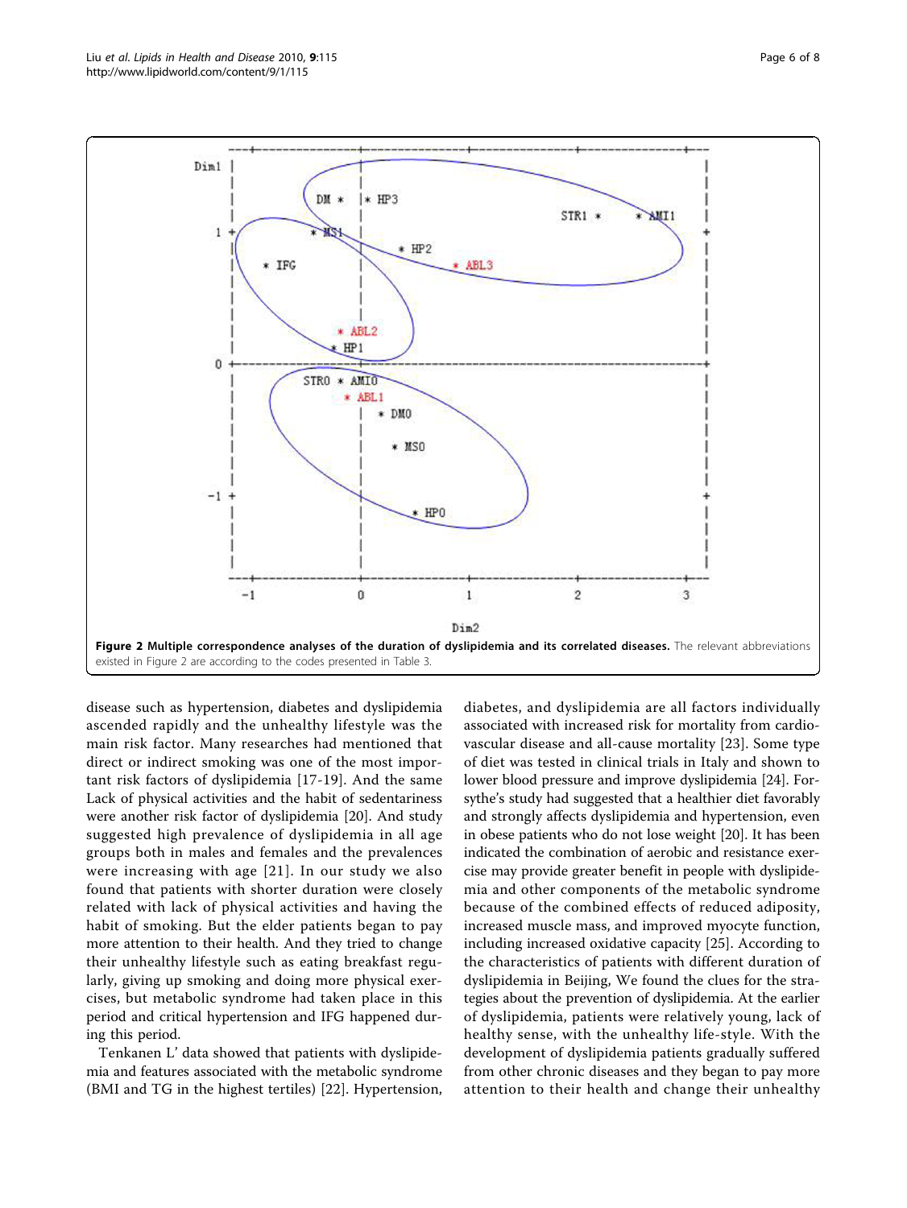**Figure 2 Multiple correspondence analyses of the duration of dyslipidemia and its correlated diseases.** The relevant abbreviations existed in Figure 2 are according to the codes presented in Table 3.

disease such as hypertension, diabetes and dyslipidemia ascended rapidly and the unhealthy lifestyle was the main risk factor. Many researches had mentioned that direct or indirect smoking was one of the most important risk factors of dyslipidemia [17-19]. And the same Lack of physical activities and the habit of sedentariness were another risk factor of dyslipidemia [20]. And study suggested high prevalence of dyslipidemia in all age groups both in males and females and the prevalences were increasing with age [21]. In our study we also found that patients with shorter duration were closely related with lack of physical activities and having the habit of smoking. But the elder patients began to pay more attention to their health. And they tried to change their unhealthy lifestyle such as eating breakfast regularly, giving up smoking and doing more physical exercises, but metabolic syndrome had taken place in this period and critical hypertension and IFG happened during this period.

Tenkanen L' data showed that patients with dyslipidemia and features associated with the metabolic syndrome (BMI and TG in the highest tertiles) [22]. Hypertension, diabetes, and dyslipidemia are all factors individually associated with increased risk for mortality from cardiovascular disease and all-cause mortality [23]. Some type of diet was tested in clinical trials in Italy and shown to lower blood pressure and improve dyslipidemia [24]. Forsythe's study had suggested that a healthier diet favorably and strongly affects dyslipidemia and hypertension, even in obese patients who do not lose weight [20]. It has been indicated the combination of aerobic and resistance exercise may provide greater benefit in people with dyslipidemia and other components of the metabolic syndrome because of the combined effects of reduced adiposity, increased muscle mass, and improved myocyte function, including increased oxidative capacity [25]. According to the characteristics of patients with different duration of dyslipidemia in Beijing, We found the clues for the strategies about the prevention of dyslipidemia. At the earlier of dyslipidemia, patients were relatively young, lack of healthy sense, with the unhealthy life-style. With the development of dyslipidemia patients gradually suffered from other chronic diseases and they began to pay more attention to their health and change their unhealthy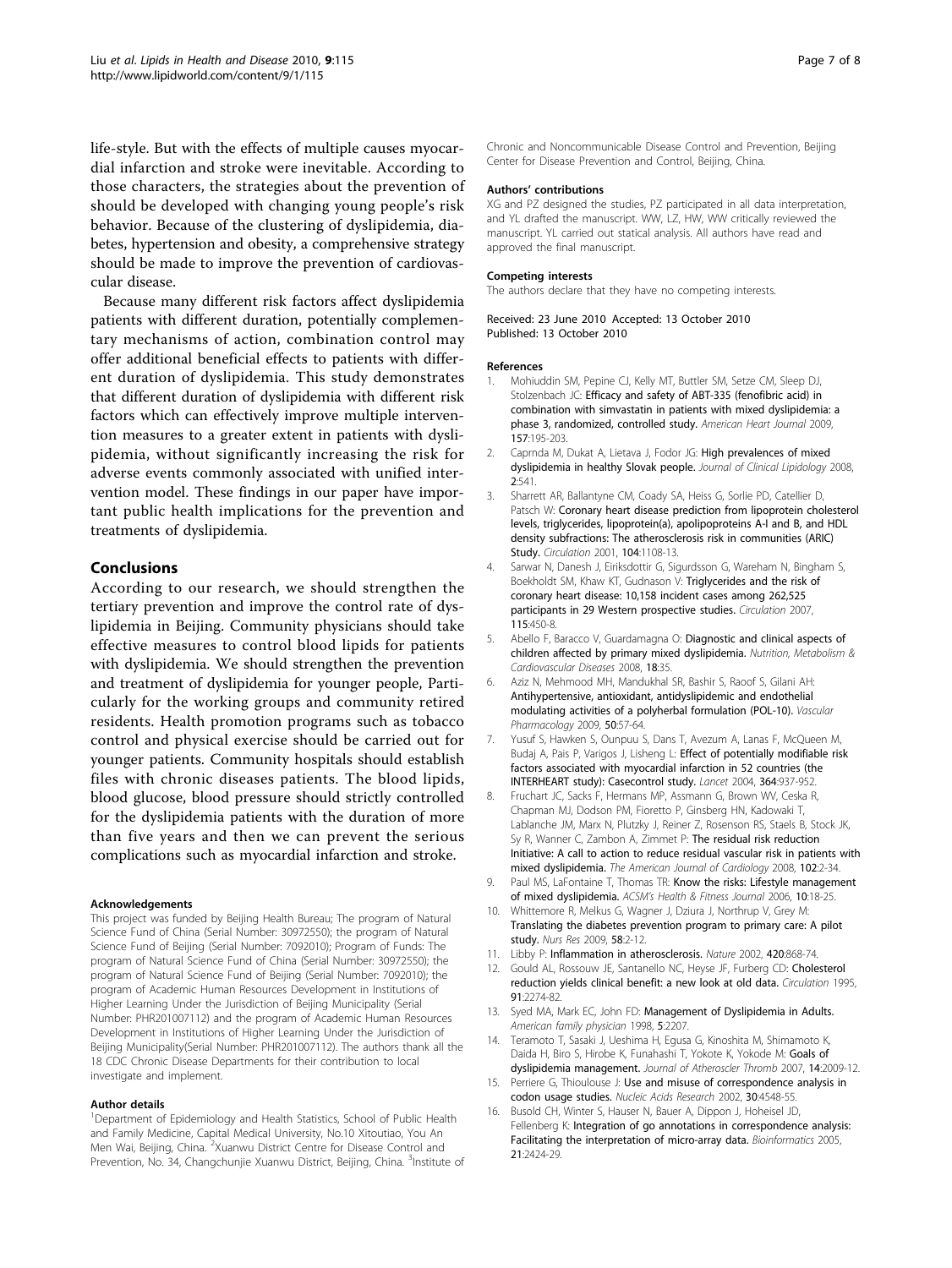life-style. But with the effects of multiple causes myocardial infarction and stroke were inevitable. According to those characters, the strategies about the prevention of should be developed with changing young people's risk behavior. Because of the clustering of dyslipidemia, diabetes, hypertension and obesity, a comprehensive strategy should be made to improve the prevention of cardiovascular disease.

Because many different risk factors affect dyslipidemia patients with different duration, potentially complementary mechanisms of action, combination control may offer additional beneficial effects to patients with different duration of dyslipidemia. This study demonstrates that different duration of dyslipidemia with different risk factors which can effectively improve multiple intervention measures to a greater extent in patients with dyslipidemia, without significantly increasing the risk for adverse events commonly associated with unified intervention model. These findings in our paper have important public health implications for the prevention and treatments of dyslipidemia.

## Conclusions

According to our research, we should strengthen the tertiary prevention and improve the control rate of dyslipidemia in Beijing. Community physicians should take effective measures to control blood lipids for patients with dyslipidemia. We should strengthen the prevention and treatment of dyslipidemia for younger people, Particularly for the working groups and community retired residents. Health promotion programs such as tobacco control and physical exercise should be carried out for younger patients. Community hospitals should establish files with chronic diseases patients. The blood lipids, blood glucose, blood pressure should strictly controlled for the dyslipidemia patients with the duration of more than five years and then we can prevent the serious complications such as myocardial infarction and stroke.

#### Acknowledgements

This project was funded by Beijing Health Bureau; The program of Natural Science Fund of China (Serial Number: 30972550); the program of Natural Science Fund of Beijing (Serial Number: 7092010); Program of Funds: The program of Natural Science Fund of China (Serial Number: 30972550); the program of Natural Science Fund of Beijing (Serial Number: 7092010); the program of Academic Human Resources Development in Institutions of Higher Learning Under the Jurisdiction of Beijing Municipality (Serial Number: PHR201007112) and the program of Academic Human Resources Development in Institutions of Higher Learning Under the Jurisdiction of Beijing Municipality(Serial Number: PHR201007112). The authors thank all the 18 CDC Chronic Disease Departments for their contribution to local investigate and implement.

#### Author details

[1]Department of Epidemiology and Health Statistics, School of Public Health and Family Medicine, Capital Medical University, No.10 Xitoutiao, You An Men Wai, Beijing, China. [2]Xuanwu District Centre for Disease Control and Prevention, No. 34, Changchunjie Xuanwu District, Beijing, China. [3]Institute of Chronic and Noncommunicable Disease Control and Prevention, Beijing Center for Disease Prevention and Control, Beijing, China.

#### Authors' contributions

XG and PZ designed the studies, PZ participated in all data interpretation, and YL drafted the manuscript. WW, LZ, HW, WW critically reviewed the manuscript. YL carried out statical analysis. All authors have read and approved the final manuscript.

#### Competing interests

The authors declare that they have no competing interests.

Received: 23 June 2010 Accepted: 13 October 2010
Published: 13 October 2010

#### References

1. Mohiuddin SM, Pepine CJ, Kelly MT, Buttler SM, Setze CM, Sleep DJ, Stolzenbach JC: **Efficacy and safety of ABT-335 (fenofibric acid) in combination with simvastatin in patients with mixed dyslipidemia: a phase 3, randomized, controlled study.** *American Heart Journal* 2009, **157**:195-203.
2. Caprnda M, Dukat A, Lietava J, Fodor JG: **High prevalences of mixed dyslipidemia in healthy Slovak people.** *Journal of Clinical Lipidology* 2008, **2**:541.
3. Sharrett AR, Ballantyne CM, Coady SA, Heiss G, Sorlie PD, Catellier D, Patsch W: **Coronary heart disease prediction from lipoprotein cholesterol levels, triglycerides, lipoprotein(a), apolipoproteins A-I and B, and HDL density subfractions: The atherosclerosis risk in communities (ARIC) Study.** *Circulation* 2001, **104**:1108-13.
4. Sarwar N, Danesh J, Eiriksdottir G, Sigurdsson G, Wareham N, Bingham S, Boekholdt SM, Khaw KT, Gudnason V: **Triglycerides and the risk of coronary heart disease: 10,158 incident cases among 262,525 participants in 29 Western prospective studies.** *Circulation* 2007, **115**:450-8.
5. Abello F, Baracco V, Guardamagna O: **Diagnostic and clinical aspects of children affected by primary mixed dyslipidemia.** *Nutrition, Metabolism & Cardiovascular Diseases* 2008, **18**:35.
6. Aziz N, Mehmood MH, Mandukhal SR, Bashir S, Raoof S, Gilani AH: **Antihypertensive, antioxidant, antidyslipidemic and endothelial modulating activities of a polyherbal formulation (POL-10).** *Vascular Pharmacology* 2009, **50**:57-64.
7. Yusuf S, Hawken S, Ounpuu S, Dans T, Avezum A, Lanas F, McQueen M, Budaj A, Pais P, Varigos J, Lisheng L: **Effect of potentially modifiable risk factors associated with myocardial infarction in 52 countries (the INTERHEART study): Casecontrol study.** *Lancet* 2004, **364**:937-952.
8. Fruchart JC, Sacks F, Hermans MP, Assmann G, Brown WV, Ceska R, Chapman MJ, Dodson PM, Fioretto P, Ginsberg HN, Kadowaki T, Lablanche JM, Marx N, Plutzky J, Reiner Z, Rosenson RS, Staels B, Stock JK, Sy R, Wanner C, Zambon A, Zimmet P: **The residual risk reduction Initiative: A call to action to reduce residual vascular risk in patients with mixed dyslipidemia.** *The American Journal of Cardiology* 2008, **102**:2-34.
9. Paul MS, LaFontaine T, Thomas TR: **Know the risks: Lifestyle management of mixed dyslipidemia.** *ACSM's Health & Fitness Journal* 2006, **10**:18-25.
10. Whittemore R, Melkus G, Wagner J, Dziura J, Northrup V, Grey M: **Translating the diabetes prevention program to primary care: A pilot study.** *Nurs Res* 2009, **58**:2-12.
11. Libby P: **Inflammation in atherosclerosis.** *Nature* 2002, **420**:868-74.
12. Gould AL, Rossouw JE, Santanello NC, Heyse JF, Furberg CD: **Cholesterol reduction yields clinical benefit: a new look at old data.** *Circulation* 1995, **91**:2274-82.
13. Syed MA, Mark EC, John FD: **Management of Dyslipidemia in Adults.** *American family physician* 1998, **5**:2207.
14. Teramoto T, Sasaki J, Ueshima H, Egusa G, Kinoshita M, Shimamoto K, Daida H, Biro S, Hirobe K, Funahashi T, Yokote K, Yokode M: **Goals of dyslipidemia management.** *Journal of Atheroscler Thromb* 2007, **14**:2009-12.
15. Perriere G, Thioulouse J: **Use and misuse of correspondence analysis in codon usage studies.** *Nucleic Acids Research* 2002, **30**:4548-55.
16. Busold CH, Winter S, Hauser N, Bauer A, Dippon J, Hoheisel JD, Fellenberg K: **Integration of go annotations in correspondence analysis: Facilitating the interpretation of micro-array data.** *Bioinformatics* 2005, **21**:2424-29.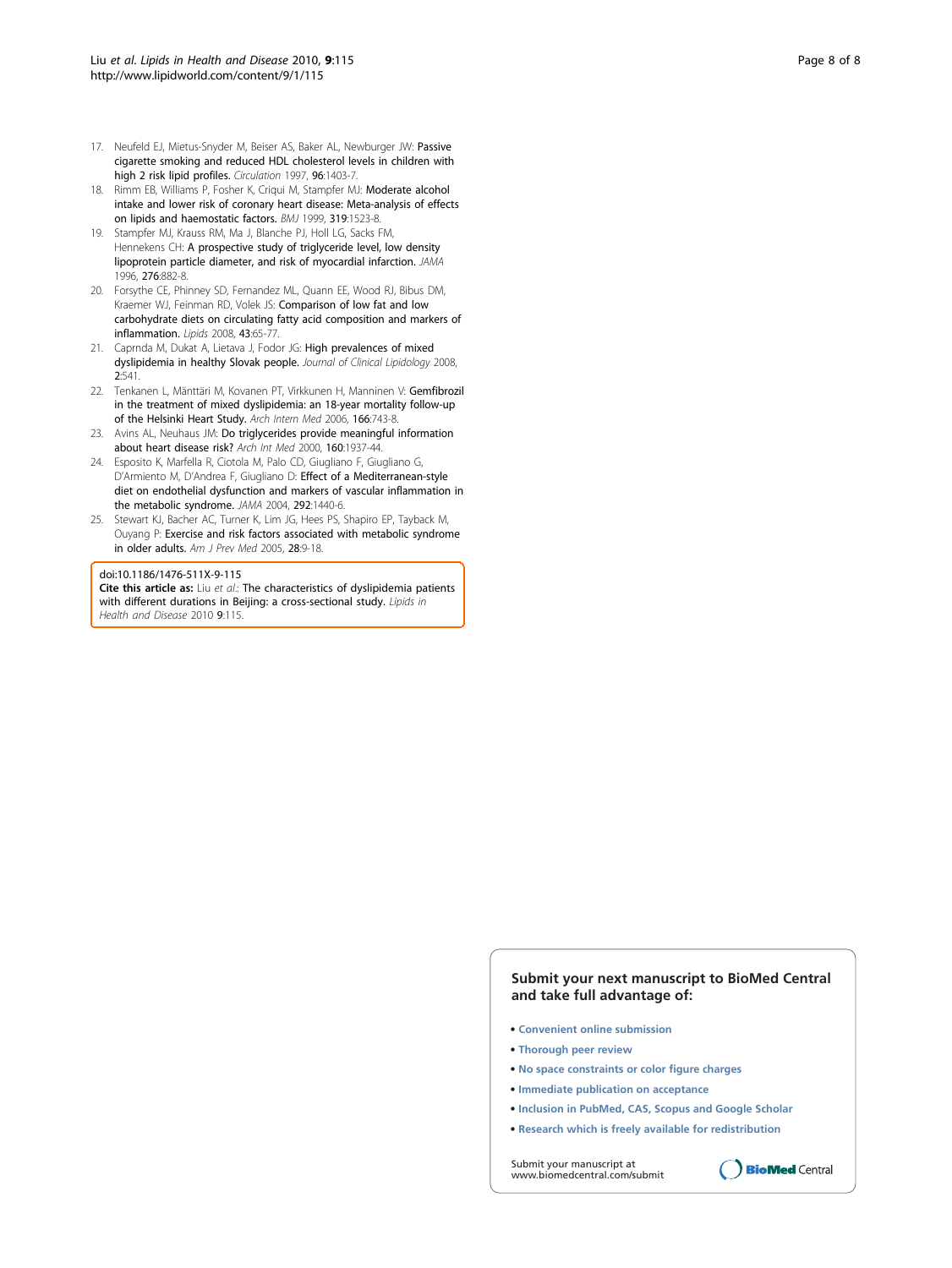17. Neufeld EJ, Mietus-Snyder M, Beiser AS, Baker AL, Newburger JW: **Passive cigarette smoking and reduced HDL cholesterol levels in children with high 2 risk lipid profiles.** *Circulation* 1997, **96**:1403-7.
18. Rimm EB, Williams P, Fosher K, Criqui M, Stampfer MJ: **Moderate alcohol intake and lower risk of coronary heart disease: Meta-analysis of effects on lipids and haemostatic factors.** *BMJ* 1999, **319**:1523-8.
19. Stampfer MJ, Krauss RM, Ma J, Blanche PJ, Holl LG, Sacks FM, Hennekens CH: **A prospective study of triglyceride level, low density lipoprotein particle diameter, and risk of myocardial infarction.** *JAMA* 1996, **276**:882-8.
20. Forsythe CE, Phinney SD, Fernandez ML, Quann EE, Wood RJ, Bibus DM, Kraemer WJ, Feinman RD, Volek JS: **Comparison of low fat and low carbohydrate diets on circulating fatty acid composition and markers of inflammation.** *Lipids* 2008, **43**:65-77.
21. Caprnda M, Dukat A, Lietava J, Fodor JG: **High prevalences of mixed dyslipidemia in healthy Slovak people.** *Journal of Clinical Lipidology* 2008, **2**:541.
22. Tenkanen L, Mänttäri M, Kovanen PT, Virkkunen H, Manninen V: **Gemfibrozil in the treatment of mixed dyslipidemia: an 18-year mortality follow-up of the Helsinki Heart Study.** *Arch Intern Med* 2006, **166**:743-8.
23. Avins AL, Neuhaus JM: **Do triglycerides provide meaningful information about heart disease risk?** *Arch Int Med* 2000, **160**:1937-44.
24. Esposito K, Marfella R, Ciotola M, Palo CD, Giugliano F, Giugliano G, D'Armiento M, D'Andrea F, Giugliano D: **Effect of a Mediterranean-style diet on endothelial dysfunction and markers of vascular inflammation in the metabolic syndrome.** *JAMA* 2004, **292**:1440-6.
25. Stewart KJ, Bacher AC, Turner K, Lim JG, Hees PS, Shapiro EP, Tayback M, Ouyang P: **Exercise and risk factors associated with metabolic syndrome in older adults.** *Am J Prev Med* 2005, **28**:9-18.

doi:10.1186/1476-511X-9-115

**Cite this article as:** Liu *et al.*: The characteristics of dyslipidemia patients with different durations in Beijing: a cross-sectional study. *Lipids in Health and Disease* 2010 **9**:115.

**Submit your next manuscript to BioMed Central and take full advantage of:**

- Convenient online submission
- Thorough peer review
- No space constraints or color figure charges
- Immediate publication on acceptance
- Inclusion in PubMed, CAS, Scopus and Google Scholar
- Research which is freely available for redistribution

Submit your manuscript at
www.biomedcentral.com/submit

BioMed Central